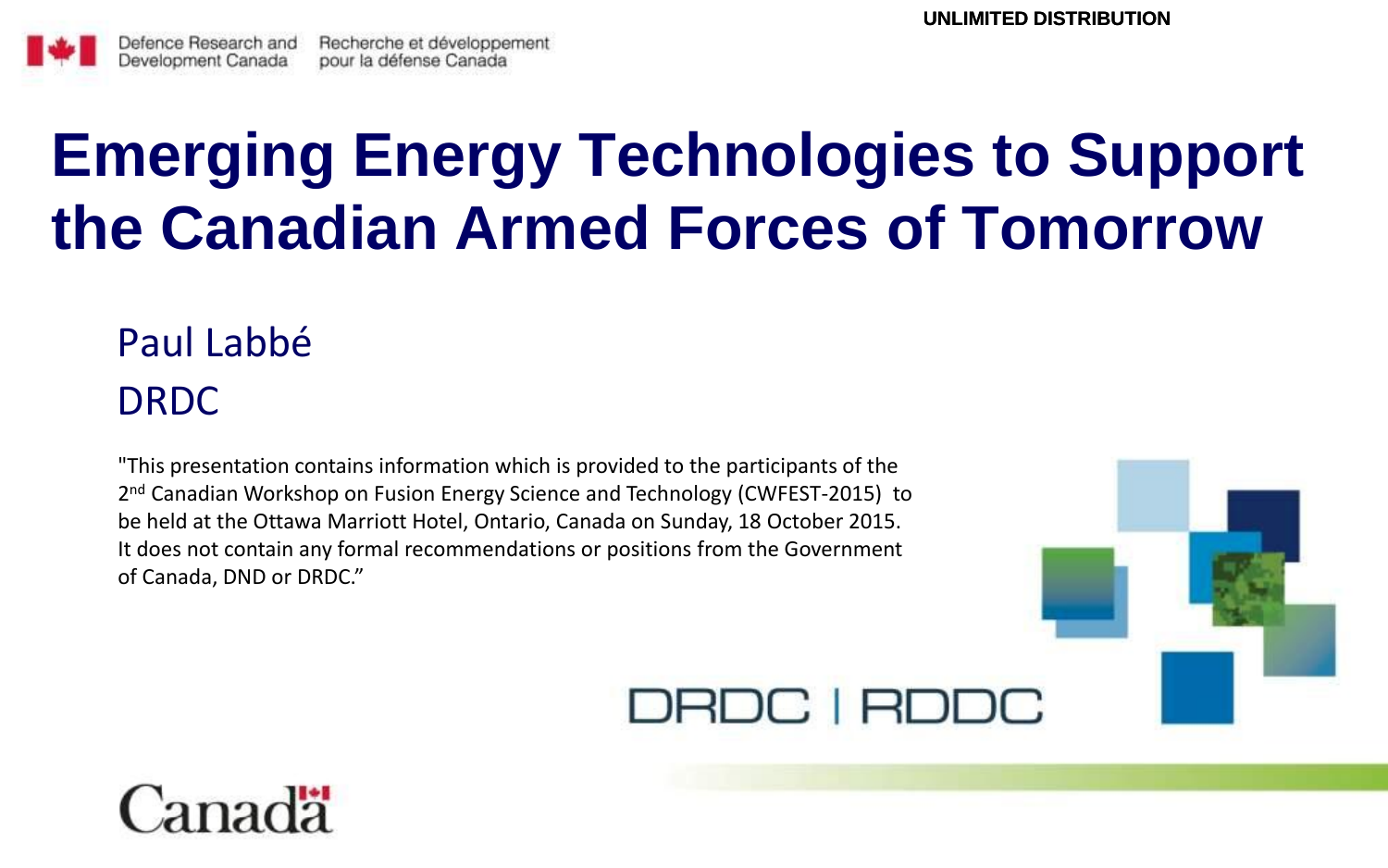UNLIMITED DISTRIBUTION

Defence Research and Development Canada | Recherche et développement pour la défense Canada

# Emerging Energy Technologies to Support the Canadian Armed Forces of Tomorrow

Paul Labbé

DRDC

"This presentation contains information which is provided to the participants of the 2nd Canadian Workshop on Fusion Energy Science and Technology (CWFEST-2015) to be held at the Ottawa Marriott Hotel, Ontario, Canada on Sunday, 18 October 2015. It does not contain any formal recommendations or positions from the Government of Canada, DND or DRDC."

DRDC | RDDC

Canada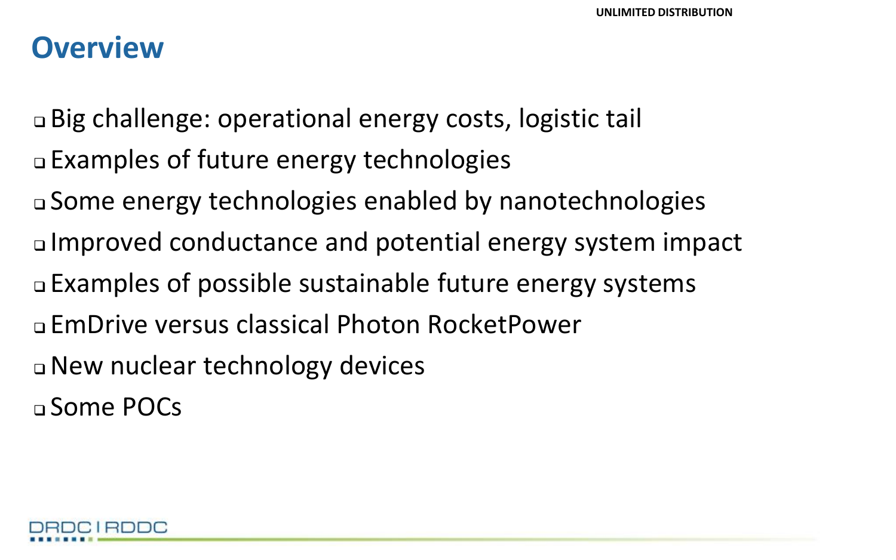# Overview

- Big challenge: operational energy costs, logistic tail
- Examples of future energy technologies
- Some energy technologies enabled by nanotechnologies
- Improved conductance and potential energy system impact
- Examples of possible sustainable future energy systems
- EmDrive versus classical Photon RocketPower
- New nuclear technology devices
- Some POCs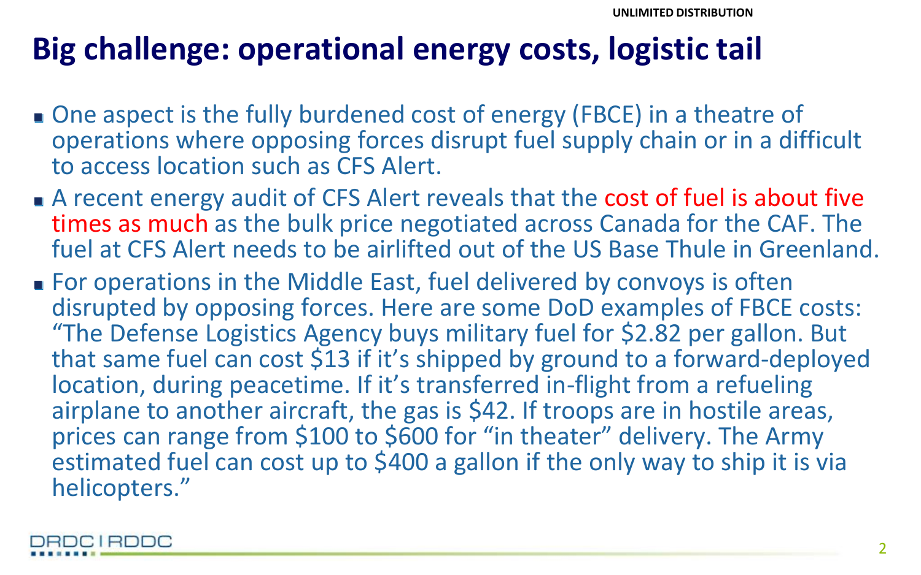# Big challenge: operational energy costs, logistic tail

- One aspect is the fully burdened cost of energy (FBCE) in a theatre of operations where opposing forces disrupt fuel supply chain or in a difficult to access location such as CFS Alert.
- A recent energy audit of CFS Alert reveals that the cost of fuel is about five times as much as the bulk price negotiated across Canada for the CAF. The fuel at CFS Alert needs to be airlifted out of the US Base Thule in Greenland.
- For operations in the Middle East, fuel delivered by convoys is often disrupted by opposing forces. Here are some DoD examples of FBCE costs: "The Defense Logistics Agency buys military fuel for $2.82 per gallon. But that same fuel can cost $13 if it's shipped by ground to a forward-deployed location, during peacetime. If it's transferred in-flight from a refueling airplane to another aircraft, the gas is $42. If troops are in hostile areas, prices can range from $100 to $600 for "in theater" delivery. The Army estimated fuel can cost up to $400 a gallon if the only way to ship it is via helicopters."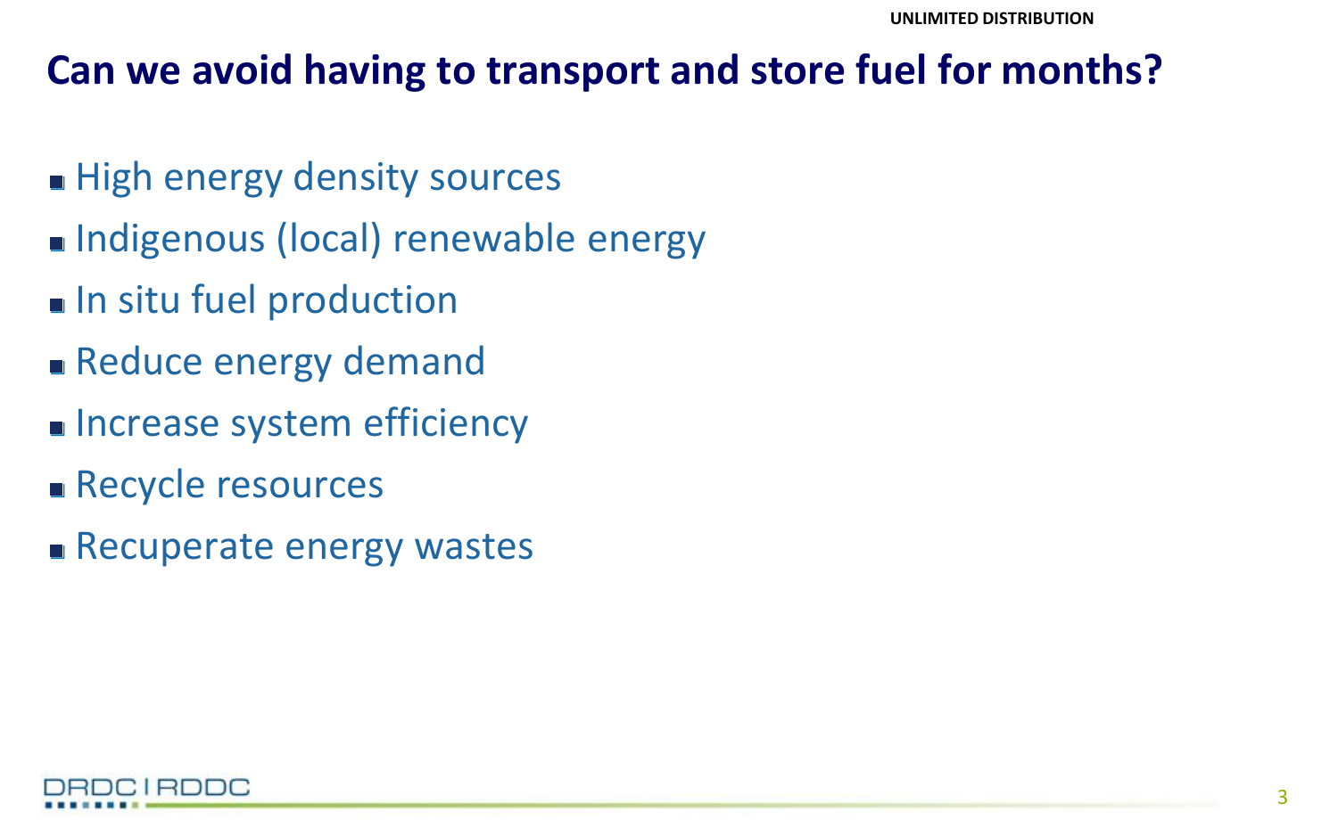# Can we avoid having to transport and store fuel for months?

- High energy density sources
- Indigenous (local) renewable energy
- In situ fuel production
- Reduce energy demand
- Increase system efficiency
- Recycle resources
- Recuperate energy wastes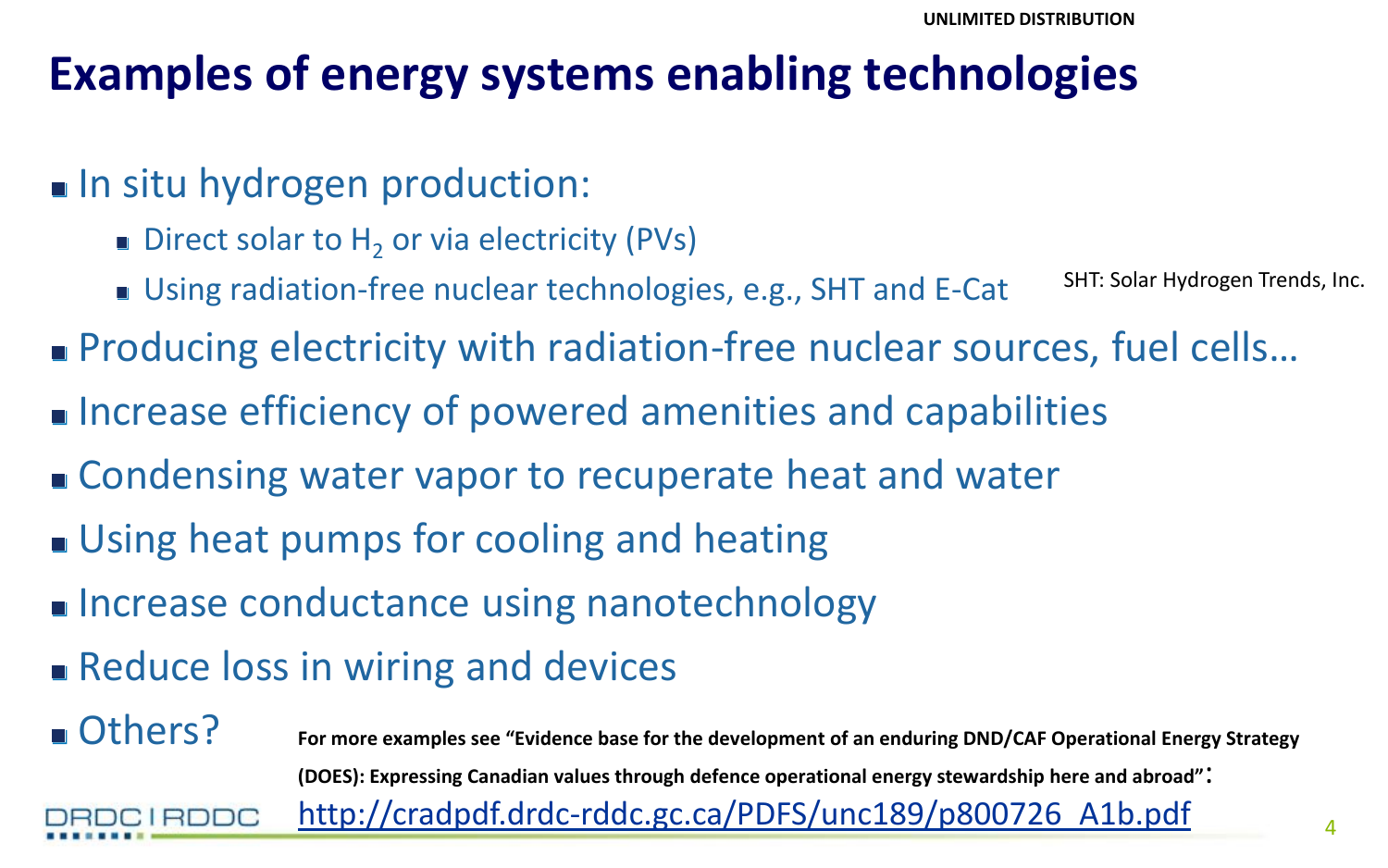UNLIMITED DISTRIBUTION

# Examples of energy systems enabling technologies

- In situ hydrogen production:
  - Direct solar to $H_2$ or via electricity (PVs)
  - Using radiation-free nuclear technologies, e.g., SHT and E-Cat

SHT: Solar Hydrogen Trends, Inc.

- Producing electricity with radiation-free nuclear sources, fuel cells…
- Increase efficiency of powered amenities and capabilities
- Condensing water vapor to recuperate heat and water
- Using heat pumps for cooling and heating
- Increase conductance using nanotechnology
- Reduce loss in wiring and devices
- Others?

**For more examples see "Evidence base for the development of an enduring DND/CAF Operational Energy Strategy (DOES): Expressing Canadian values through defence operational energy stewardship here and abroad":**
[http://cradpdf.drdc-rddc.gc.ca/PDFS/unc189/p800726_A1b.pdf](http://cradpdf.drdc-rddc.gc.ca/PDFS/unc189/p800726_A1b.pdf)

DRDC | RDDC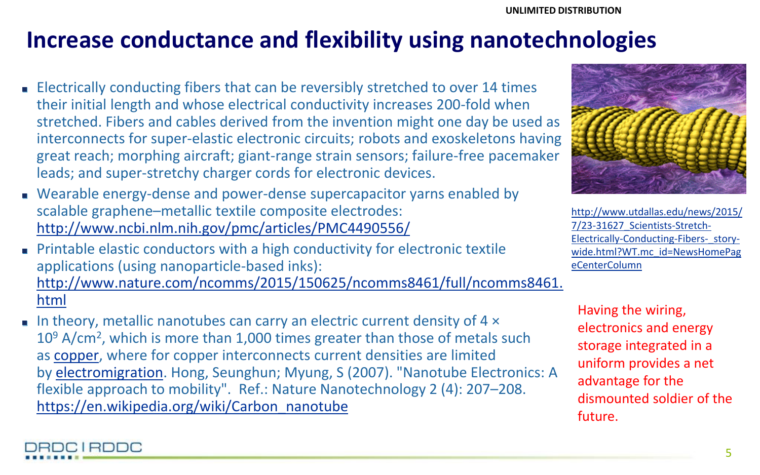# Increase conductance and flexibility using nanotechnologies

- Electrically conducting fibers that can be reversibly stretched to over 14 times their initial length and whose electrical conductivity increases 200-fold when stretched. Fibers and cables derived from the invention might one day be used as interconnects for super-elastic electronic circuits; robots and exoskeletons having great reach; morphing aircraft; giant-range strain sensors; failure-free pacemaker leads; and super-stretchy charger cords for electronic devices.
- Wearable energy-dense and power-dense supercapacitor yarns enabled by scalable graphene–metallic textile composite electrodes: http://www.ncbi.nlm.nih.gov/pmc/articles/PMC4490556/
- Printable elastic conductors with a high conductivity for electronic textile applications (using nanoparticle-based inks): http://www.nature.com/ncomms/2015/150625/ncomms8461/full/ncomms8461.html
- In theory, metallic nanotubes can carry an electric current density of $4 \times 10^9$ A/cm$^2$, which is more than 1,000 times greater than those of metals such as copper, where for copper interconnects current densities are limited by electromigration. Hong, Seunghun; Myung, S (2007). "Nanotube Electronics: A flexible approach to mobility". Ref.: Nature Nanotechnology 2 (4): 207–208. https://en.wikipedia.org/wiki/Carbon_nanotube

http://www.utdallas.edu/news/2015/7/23-31627_Scientists-Stretch-Electrically-Conducting-Fibers-_story-wide.html?WT.mc_id=NewsHomePageCenterColumn

Having the wiring, electronics and energy storage integrated in a uniform provides a net advantage for the dismounted soldier of the future.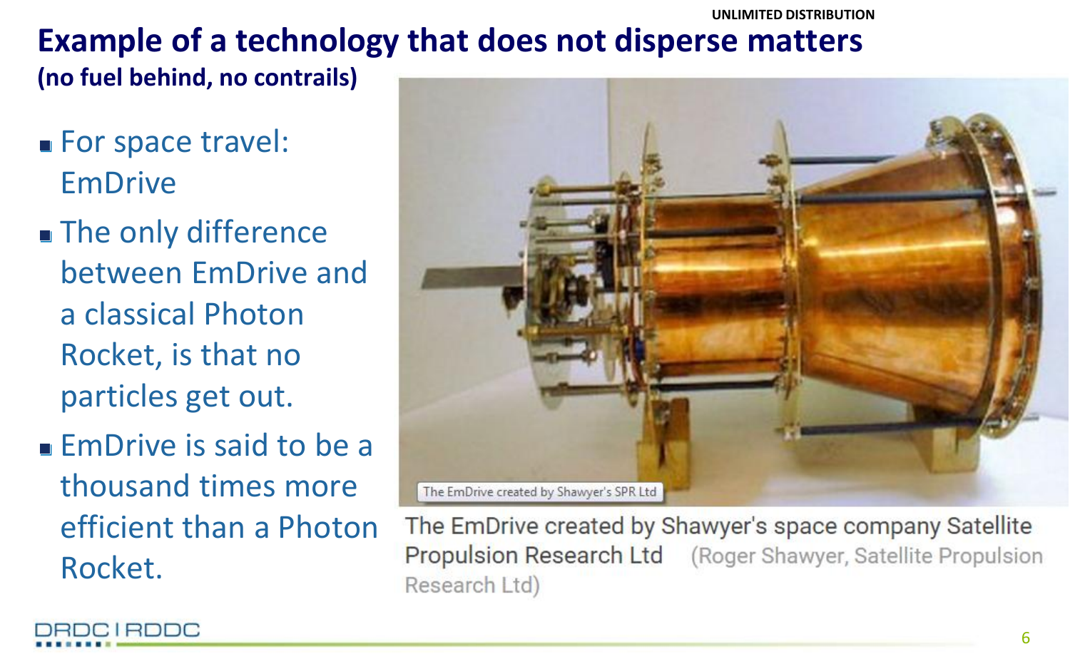UNLIMITED DISTRIBUTION

# Example of a technology that does not disperse matters

**(no fuel behind, no contrails)**

- For space travel: EmDrive
- The only difference between EmDrive and a classical Photon Rocket, is that no particles get out.
- EmDrive is said to be a thousand times more efficient than a Photon Rocket.

The EmDrive created by Shawyer's SPR Ltd

The EmDrive created by Shawyer's space company Satellite Propulsion Research Ltd (Roger Shawyer, Satellite Propulsion Research Ltd)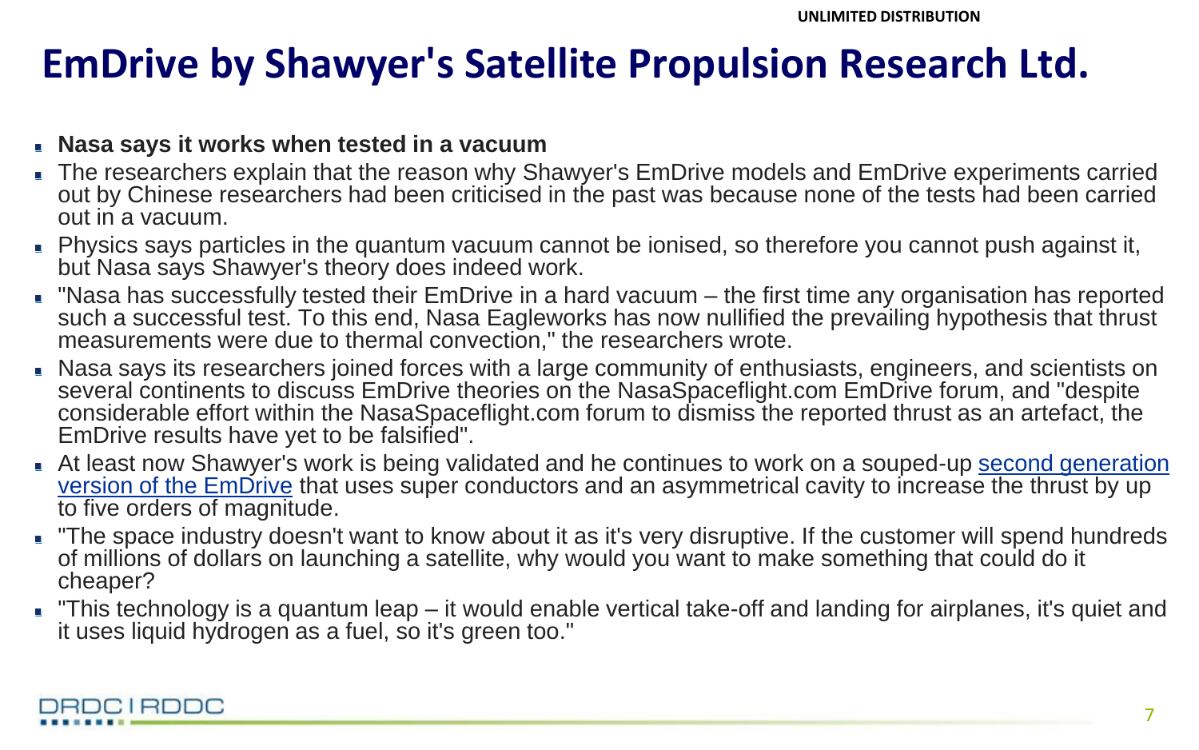# EmDrive by Shawyer's Satellite Propulsion Research Ltd.

- **Nasa says it works when tested in a vacuum**
- The researchers explain that the reason why Shawyer's EmDrive models and EmDrive experiments carried out by Chinese researchers had been criticised in the past was because none of the tests had been carried out in a vacuum.
- Physics says particles in the quantum vacuum cannot be ionised, so therefore you cannot push against it, but Nasa says Shawyer's theory does indeed work.
- "Nasa has successfully tested their EmDrive in a hard vacuum – the first time any organisation has reported such a successful test. To this end, Nasa Eagleworks has now nullified the prevailing hypothesis that thrust measurements were due to thermal convection," the researchers wrote.
- Nasa says its researchers joined forces with a large community of enthusiasts, engineers, and scientists on several continents to discuss EmDrive theories on the NasaSpaceflight.com EmDrive forum, and "despite considerable effort within the NasaSpaceflight.com forum to dismiss the reported thrust as an artefact, the EmDrive results have yet to be falsified".
- At least now Shawyer's work is being validated and he continues to work on a souped-up second generation version of the EmDrive that uses super conductors and an asymmetrical cavity to increase the thrust by up to five orders of magnitude.
- "The space industry doesn't want to know about it as it's very disruptive. If the customer will spend hundreds of millions of dollars on launching a satellite, why would you want to make something that could do it cheaper?
- "This technology is a quantum leap – it would enable vertical take-off and landing for airplanes, it's quiet and it uses liquid hydrogen as a fuel, so it's green too."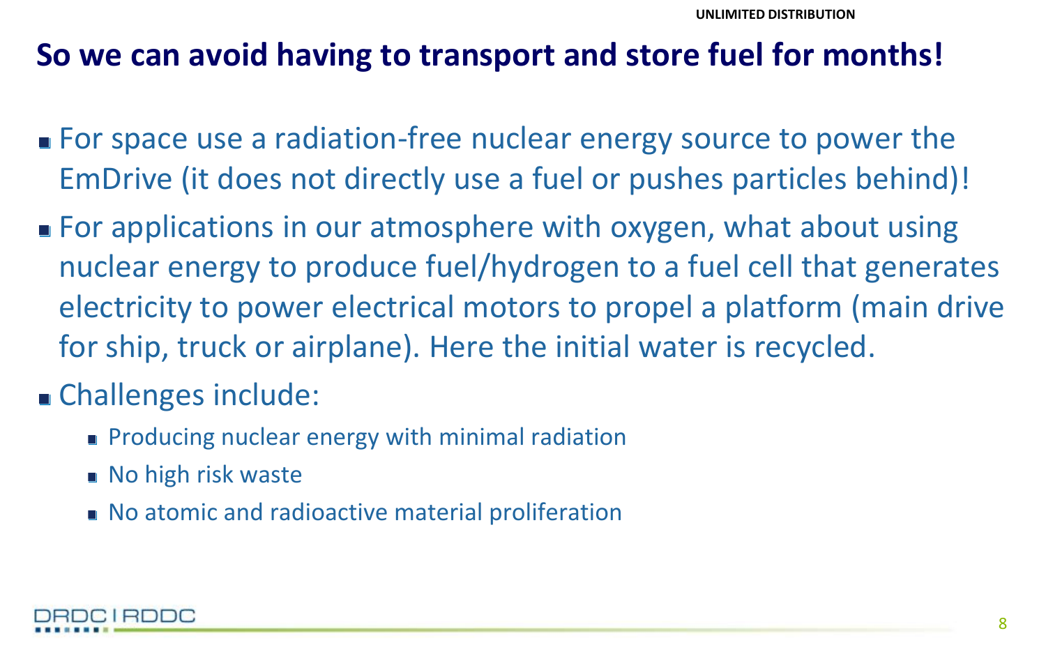## So we can avoid having to transport and store fuel for months!

- For space use a radiation-free nuclear energy source to power the EmDrive (it does not directly use a fuel or pushes particles behind)!
- For applications in our atmosphere with oxygen, what about using nuclear energy to produce fuel/hydrogen to a fuel cell that generates electricity to power electrical motors to propel a platform (main drive for ship, truck or airplane). Here the initial water is recycled.
- Challenges include:
  - Producing nuclear energy with minimal radiation
  - No high risk waste
  - No atomic and radioactive material proliferation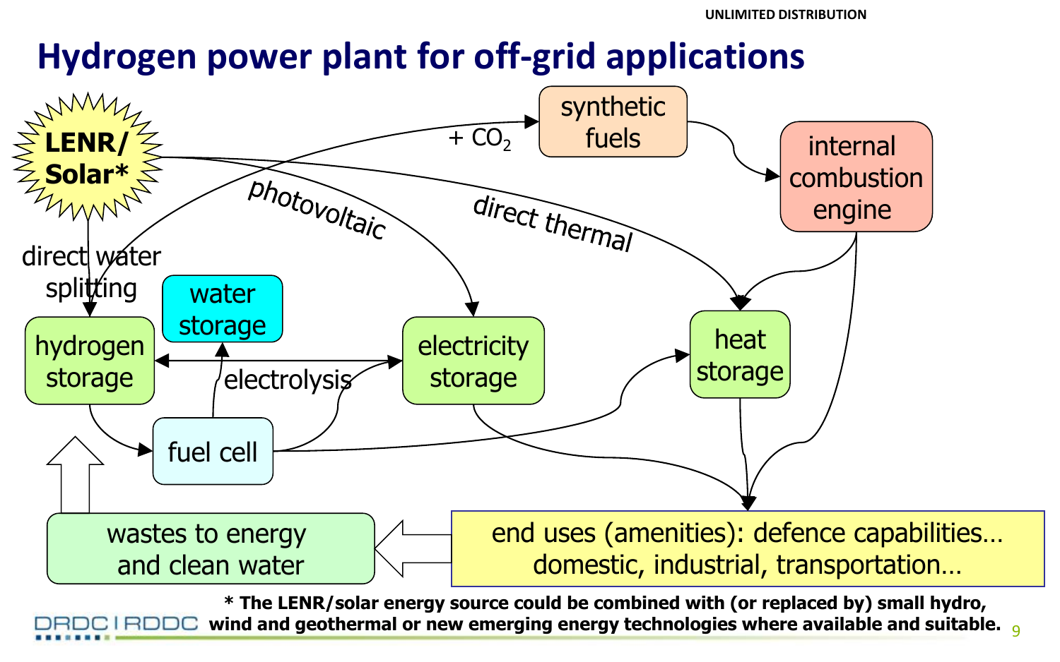# Hydrogen power plant for off-grid applications

LENR/ Solar*

direct water splitting

photovoltaic

direct thermal

$+ CO_2$

synthetic fuels

internal combustion engine

hydrogen storage

water storage

electrolysis

electricity storage

heat storage

fuel cell

wastes to energy and clean water

end uses (amenities): defence capabilities… domestic, industrial, transportation…

**\* The LENR/solar energy source could be combined with (or replaced by) small hydro, wind and geothermal or new emerging energy technologies where available and suitable.**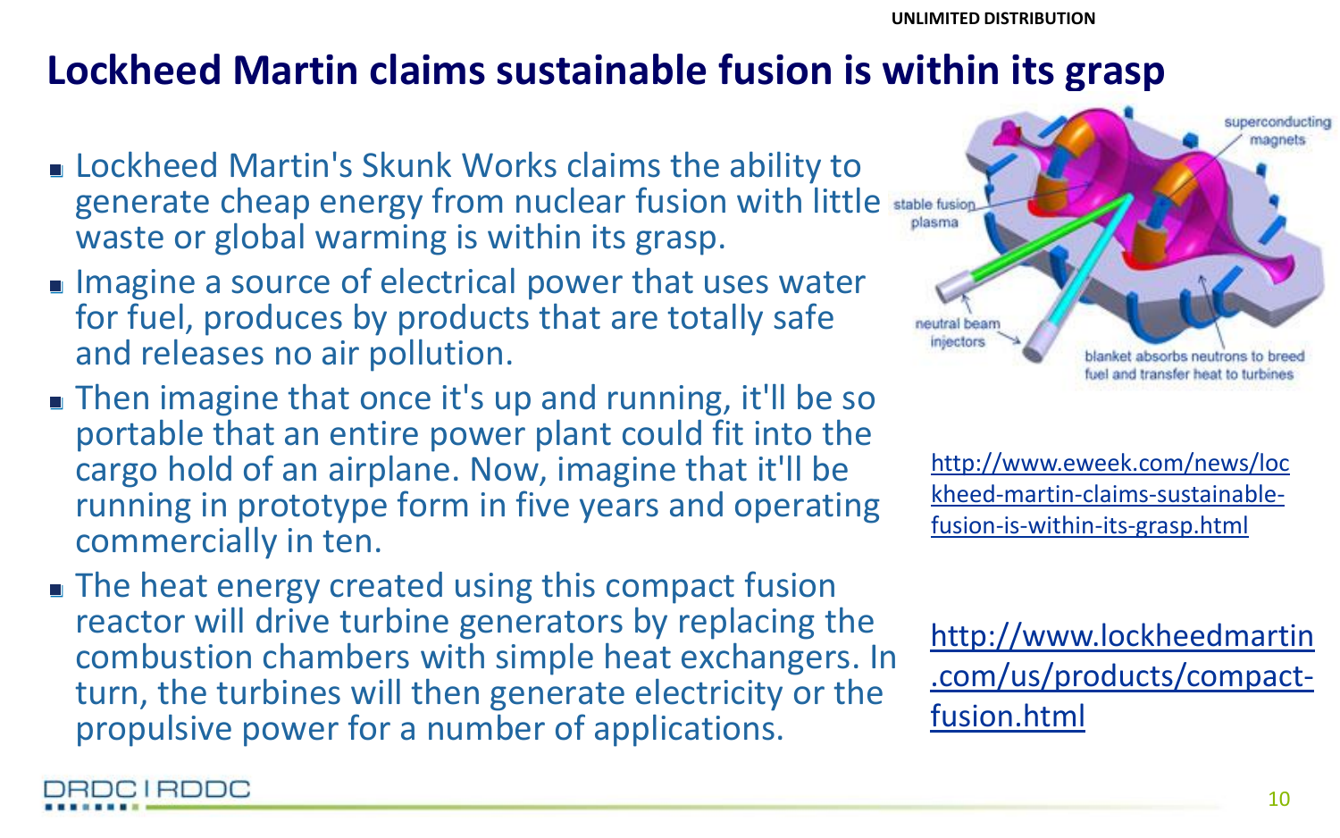# Lockheed Martin claims sustainable fusion is within its grasp

- Lockheed Martin's Skunk Works claims the ability to generate cheap energy from nuclear fusion with little waste or global warming is within its grasp.
- Imagine a source of electrical power that uses water for fuel, produces by products that are totally safe and releases no air pollution.
- Then imagine that once it's up and running, it'll be so portable that an entire power plant could fit into the cargo hold of an airplane. Now, imagine that it'll be running in prototype form in five years and operating commercially in ten.
- The heat energy created using this compact fusion reactor will drive turbine generators by replacing the combustion chambers with simple heat exchangers. In turn, the turbines will then generate electricity or the propulsive power for a number of applications.

superconducting magnets

stable fusion plasma

neutral beam injectors

blanket absorbs neutrons to breed fuel and transfer heat to turbines

http://www.eweek.com/news/lockheed-martin-claims-sustainable-fusion-is-within-its-grasp.html

http://www.lockheedmartin.com/us/products/compact-fusion.html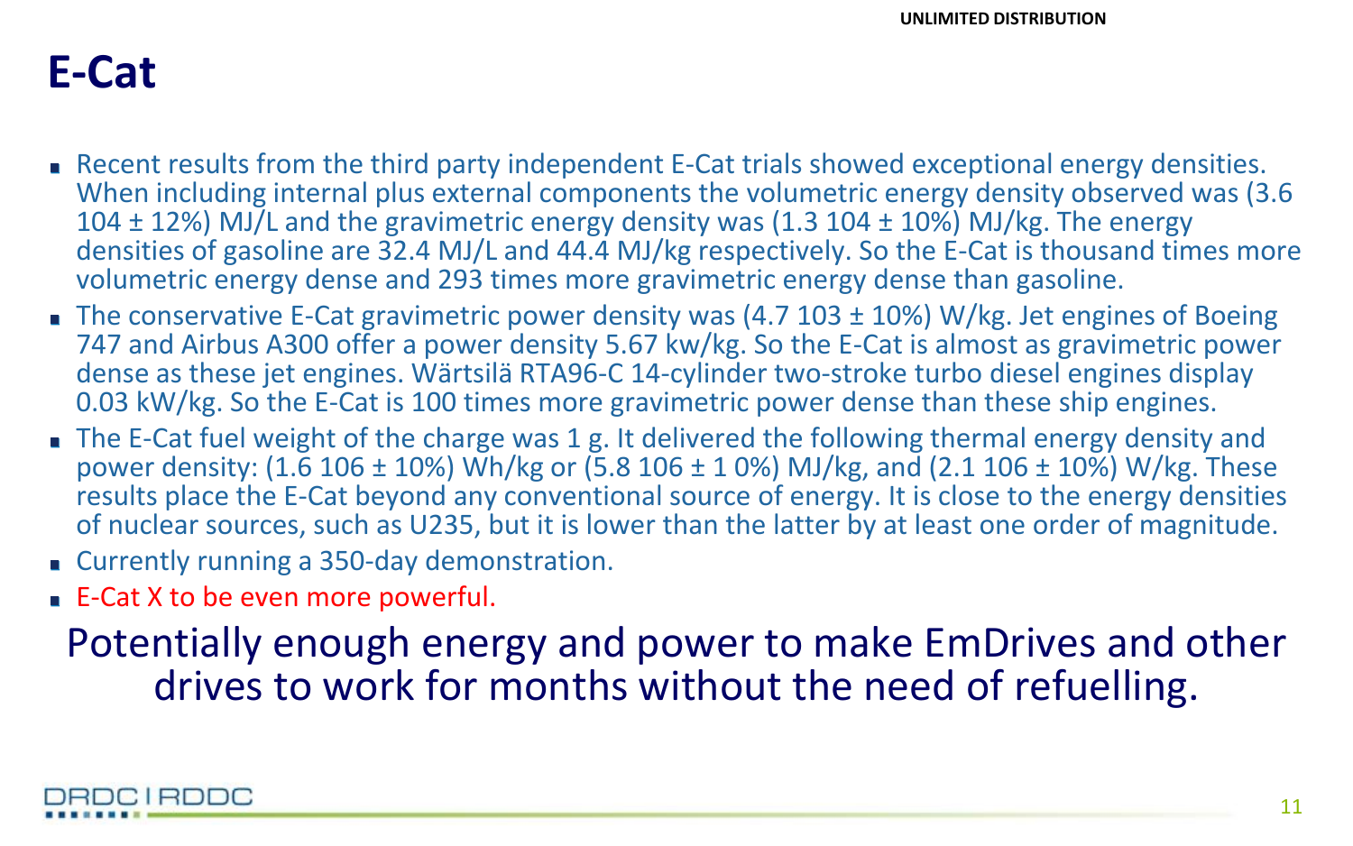# E-Cat

- Recent results from the third party independent E-Cat trials showed exceptional energy densities. When including internal plus external components the volumetric energy density observed was (3.6 104 ± 12%) MJ/L and the gravimetric energy density was (1.3 104 ± 10%) MJ/kg. The energy densities of gasoline are 32.4 MJ/L and 44.4 MJ/kg respectively. So the E-Cat is thousand times more volumetric energy dense and 293 times more gravimetric energy dense than gasoline.
- The conservative E-Cat gravimetric power density was (4.7 103 ± 10%) W/kg. Jet engines of Boeing 747 and Airbus A300 offer a power density 5.67 kw/kg. So the E-Cat is almost as gravimetric power dense as these jet engines. Wärtsilä RTA96-C 14-cylinder two-stroke turbo diesel engines display 0.03 kW/kg. So the E-Cat is 100 times more gravimetric power dense than these ship engines.
- The E-Cat fuel weight of the charge was 1 g. It delivered the following thermal energy density and power density: (1.6 106 ± 10%) Wh/kg or (5.8 106 ± 1 0%) MJ/kg, and (2.1 106 ± 10%) W/kg. These results place the E-Cat beyond any conventional source of energy. It is close to the energy densities of nuclear sources, such as U235, but it is lower than the latter by at least one order of magnitude.
- Currently running a 350-day demonstration.
- E-Cat X to be even more powerful.

Potentially enough energy and power to make EmDrives and other drives to work for months without the need of refuelling.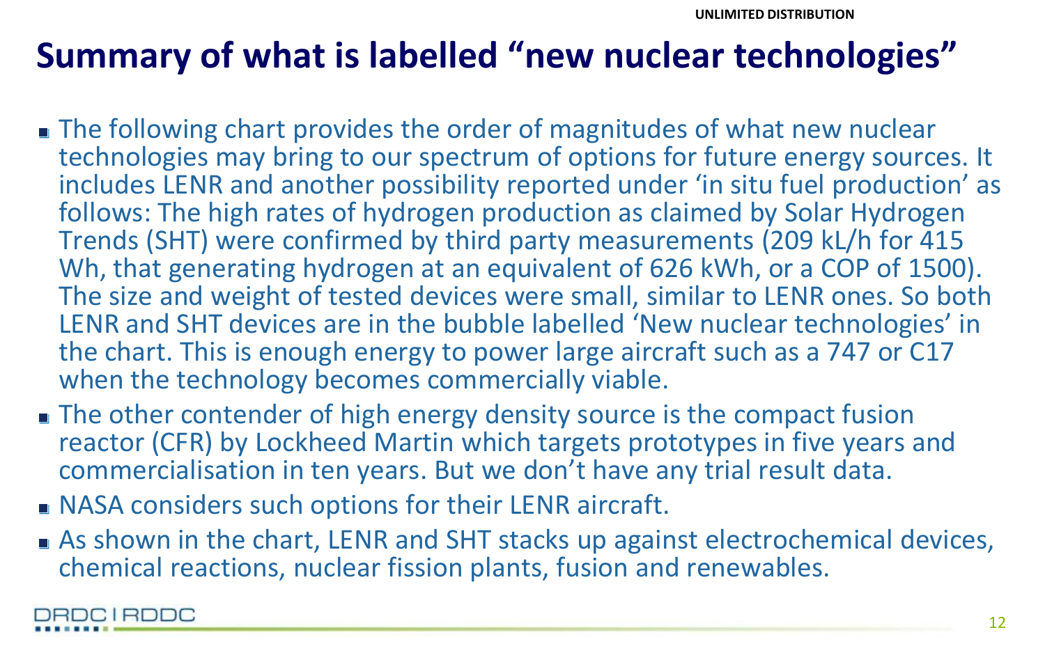# Summary of what is labelled "new nuclear technologies"

- The following chart provides the order of magnitudes of what new nuclear technologies may bring to our spectrum of options for future energy sources. It includes LENR and another possibility reported under 'in situ fuel production' as follows: The high rates of hydrogen production as claimed by Solar Hydrogen Trends (SHT) were confirmed by third party measurements (209 kL/h for 415 Wh, that generating hydrogen at an equivalent of 626 kWh, or a COP of 1500). The size and weight of tested devices were small, similar to LENR ones. So both LENR and SHT devices are in the bubble labelled 'New nuclear technologies' in the chart. This is enough energy to power large aircraft such as a 747 or C17 when the technology becomes commercially viable.
- The other contender of high energy density source is the compact fusion reactor (CFR) by Lockheed Martin which targets prototypes in five years and commercialisation in ten years. But we don't have any trial result data.
- NASA considers such options for their LENR aircraft.
- As shown in the chart, LENR and SHT stacks up against electrochemical devices, chemical reactions, nuclear fission plants, fusion and renewables.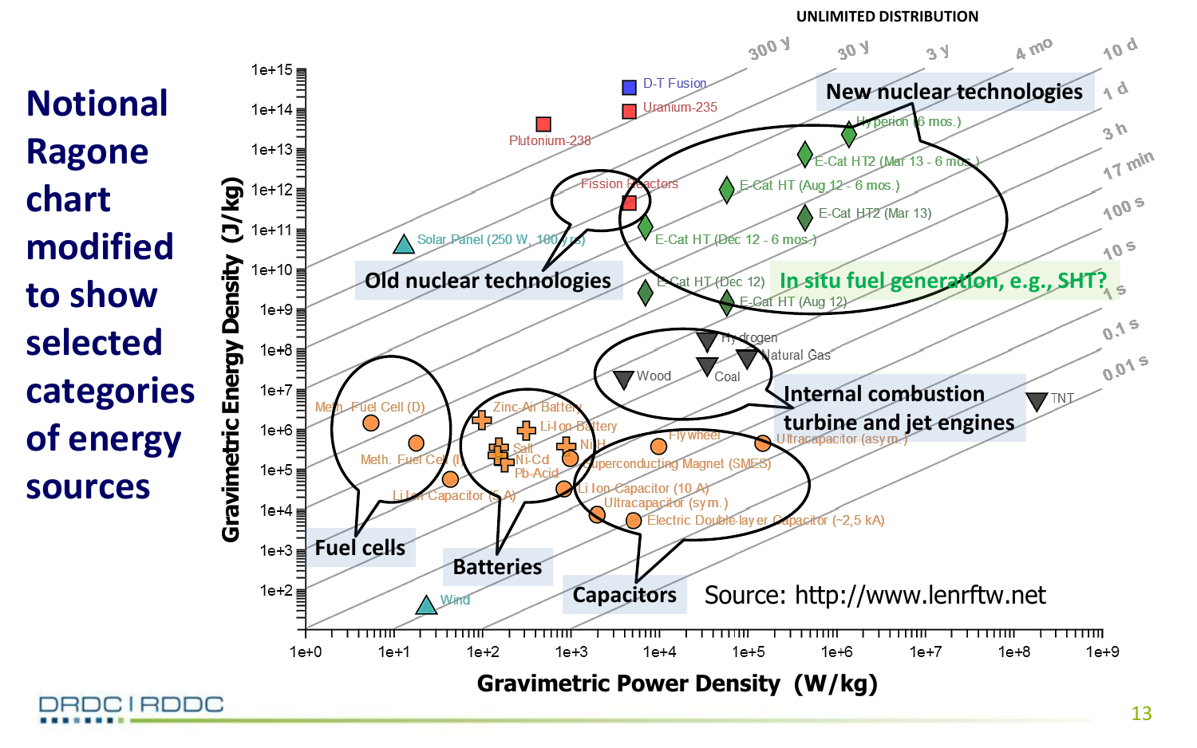UNLIMITED DISTRIBUTION

# Notional Ragone chart modified to show selected categories of energy sources

Gravimetric Energy Density (J/kg) vs. Gravimetric Power Density (W/kg)

Categories: New nuclear technologies; Old nuclear technologies; In situ fuel generation, e.g., SHT?; Internal combustion turbine and jet engines; Fuel cells; Batteries; Capacitors

Data points: D-T Fusion; Uranium-235; Plutonium-238; Fission Reactors; Solar Panel (250 W, 100 yrs); Hyperion (6 mos.); E-Cat HT2 (Mar 13 - 6 mos.); E-Cat HT (Aug 12 - 6 mos.); E-Cat HT2 (Mar 13); E-Cat HT (Dec 12 - 6 mos.); E-Cat HT (Dec 12); E-Cat HT (Aug 12); Hydrogen; Natural Gas; Wood; Coal; TNT; Meth. Fuel Cell (D); Meth. Fuel Cell (I); Li-Ion Capacitor (5 A); Zinc-Air Battery; Li-Ion Battery; Salt; NiMH; Ni-Cd; Pb-Acid; Flywheel; Superconducting Magnet (SMES); Ultracapacitor (asym.); Li-Ion Capacitor (10 A); Ultracapacitor (sym.); Electric Double-layer Capacitor (~2,5 kA); Wind

Time lines: 300 y, 30 y, 3 y, 4 mo, 10 d, 1 d, 3 h, 17 min, 100 s, 10 s, 1 s, 0.1 s, 0.01 s

Source: http://www.lenrftw.net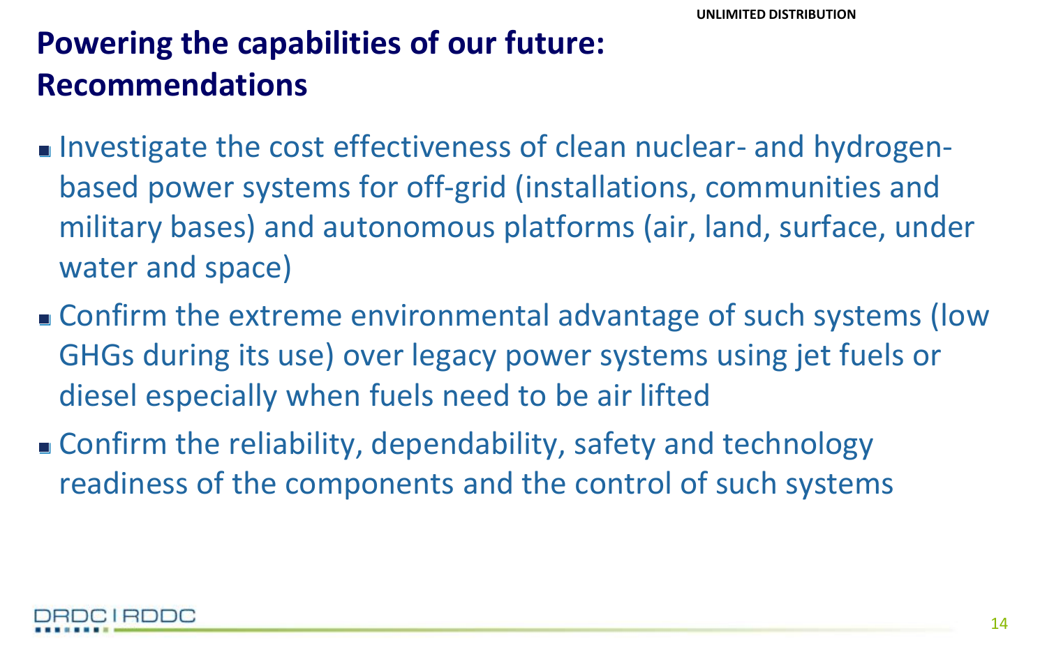# Powering the capabilities of our future: Recommendations

- Investigate the cost effectiveness of clean nuclear- and hydrogen-based power systems for off-grid (installations, communities and military bases) and autonomous platforms (air, land, surface, under water and space)
- Confirm the extreme environmental advantage of such systems (low GHGs during its use) over legacy power systems using jet fuels or diesel especially when fuels need to be air lifted
- Confirm the reliability, dependability, safety and technology readiness of the components and the control of such systems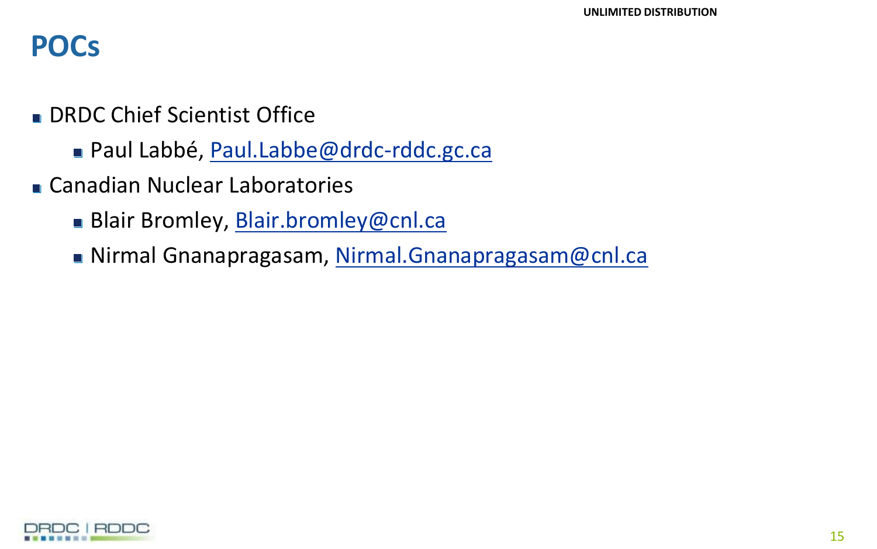# POCs

- DRDC Chief Scientist Office
  - Paul Labbé, Paul.Labbe@drdc-rddc.gc.ca
- Canadian Nuclear Laboratories
  - Blair Bromley, Blair.bromley@cnl.ca
  - Nirmal Gnanapragasam, Nirmal.Gnanapragasam@cnl.ca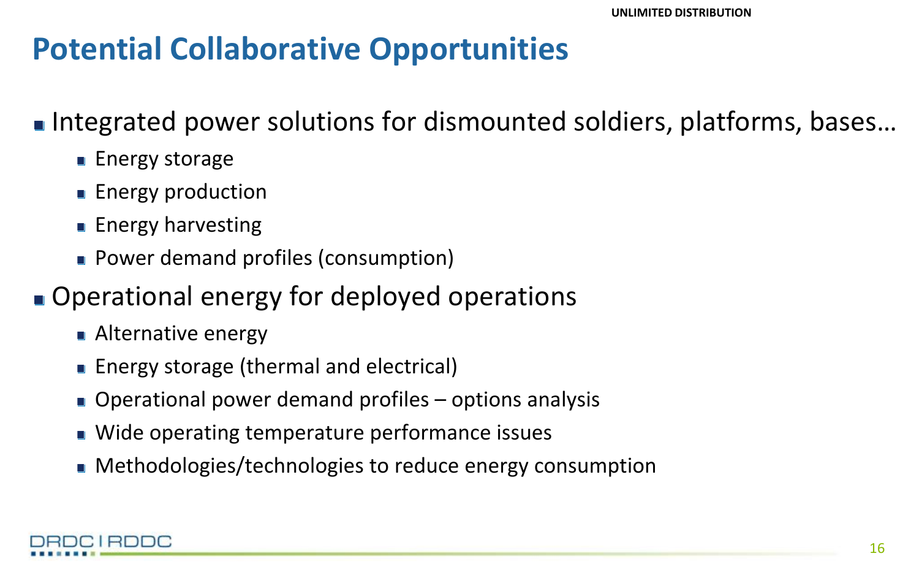# Potential Collaborative Opportunities

- Integrated power solutions for dismounted soldiers, platforms, bases…
  - Energy storage
  - Energy production
  - Energy harvesting
  - Power demand profiles (consumption)
- Operational energy for deployed operations
  - Alternative energy
  - Energy storage (thermal and electrical)
  - Operational power demand profiles – options analysis
  - Wide operating temperature performance issues
  - Methodologies/technologies to reduce energy consumption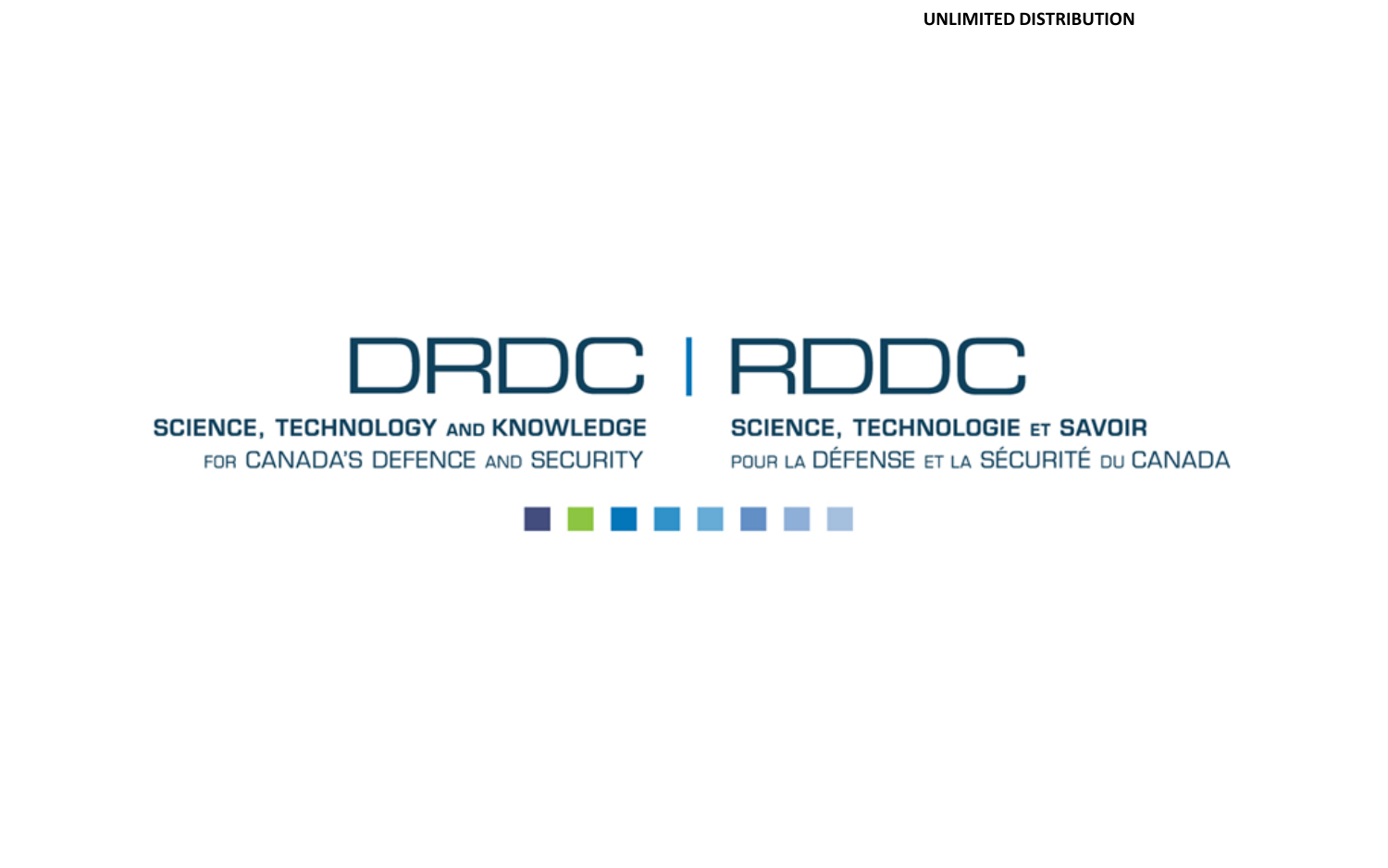UNLIMITED DISTRIBUTION

DRDC | RDDC

SCIENCE, TECHNOLOGY AND KNOWLEDGE FOR CANADA'S DEFENCE AND SECURITY

SCIENCE, TECHNOLOGIE ET SAVOIR POUR LA DÉFENSE ET LA SÉCURITÉ DU CANADA